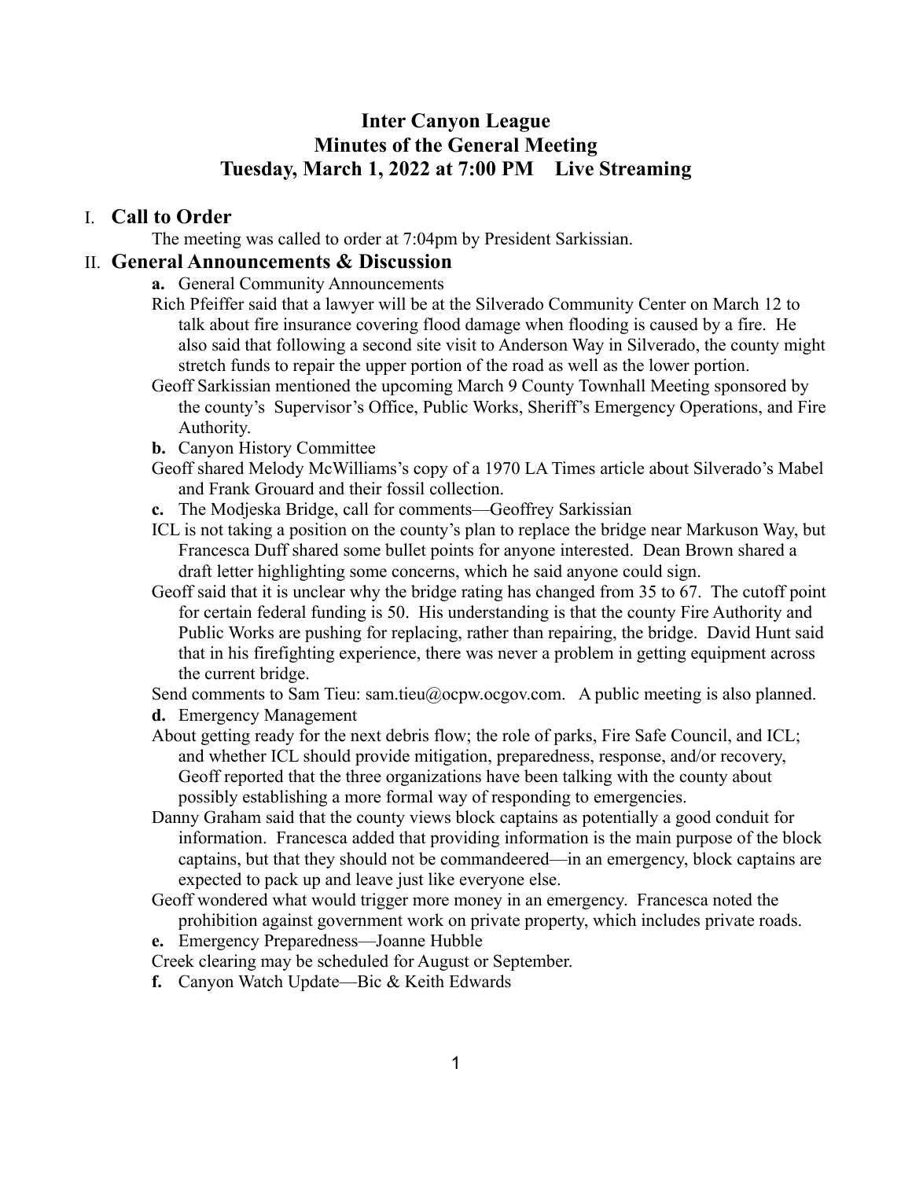# Inter Canyon League
# Minutes of the General Meeting
# Tuesday, March 1, 2022 at 7:00 PM    Live Streaming

## I. Call to Order

The meeting was called to order at 7:04pm by President Sarkissian.

## II. General Announcements & Discussion

**a.** General Community Announcements

Rich Pfeiffer said that a lawyer will be at the Silverado Community Center on March 12 to talk about fire insurance covering flood damage when flooding is caused by a fire. He also said that following a second site visit to Anderson Way in Silverado, the county might stretch funds to repair the upper portion of the road as well as the lower portion.

Geoff Sarkissian mentioned the upcoming March 9 County Townhall Meeting sponsored by the county's Supervisor's Office, Public Works, Sheriff's Emergency Operations, and Fire Authority.

**b.** Canyon History Committee

Geoff shared Melody McWilliams's copy of a 1970 LA Times article about Silverado's Mabel and Frank Grouard and their fossil collection.

**c.** The Modjeska Bridge, call for comments—Geoffrey Sarkissian

ICL is not taking a position on the county's plan to replace the bridge near Markuson Way, but Francesca Duff shared some bullet points for anyone interested. Dean Brown shared a draft letter highlighting some concerns, which he said anyone could sign.

Geoff said that it is unclear why the bridge rating has changed from 35 to 67. The cutoff point for certain federal funding is 50. His understanding is that the county Fire Authority and Public Works are pushing for replacing, rather than repairing, the bridge. David Hunt said that in his firefighting experience, there was never a problem in getting equipment across the current bridge.

Send comments to Sam Tieu: sam.tieu@ocpw.ocgov.com. A public meeting is also planned.

**d.** Emergency Management

About getting ready for the next debris flow; the role of parks, Fire Safe Council, and ICL; and whether ICL should provide mitigation, preparedness, response, and/or recovery, Geoff reported that the three organizations have been talking with the county about possibly establishing a more formal way of responding to emergencies.

Danny Graham said that the county views block captains as potentially a good conduit for information. Francesca added that providing information is the main purpose of the block captains, but that they should not be commandeered—in an emergency, block captains are expected to pack up and leave just like everyone else.

Geoff wondered what would trigger more money in an emergency. Francesca noted the prohibition against government work on private property, which includes private roads.

**e.** Emergency Preparedness—Joanne Hubble

Creek clearing may be scheduled for August or September.

**f.** Canyon Watch Update—Bic & Keith Edwards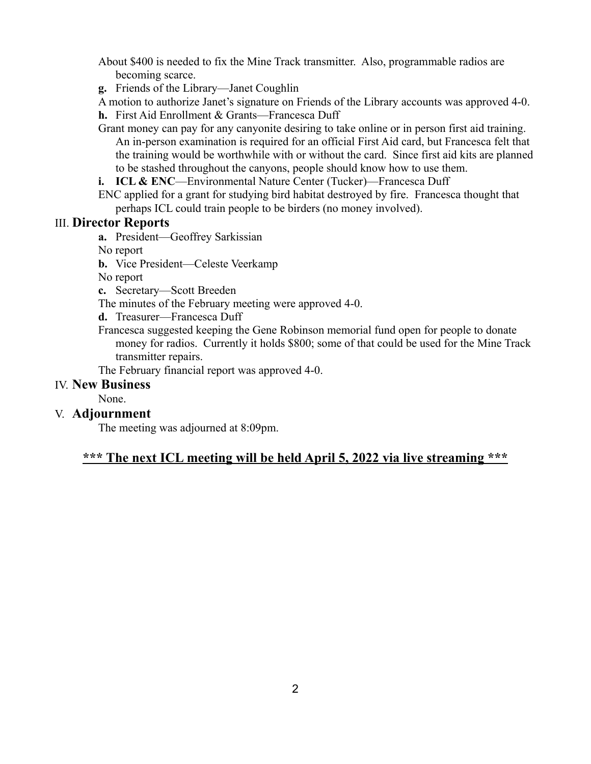About $400 is needed to fix the Mine Track transmitter. Also, programmable radios are becoming scarce.

**g.** Friends of the Library—Janet Coughlin

A motion to authorize Janet's signature on Friends of the Library accounts was approved 4-0.

**h.** First Aid Enrollment & Grants—Francesca Duff

Grant money can pay for any canyonite desiring to take online or in person first aid training. An in-person examination is required for an official First Aid card, but Francesca felt that the training would be worthwhile with or without the card. Since first aid kits are planned to be stashed throughout the canyons, people should know how to use them.

**i. ICL & ENC**—Environmental Nature Center (Tucker)—Francesca Duff

ENC applied for a grant for studying bird habitat destroyed by fire. Francesca thought that perhaps ICL could train people to be birders (no money involved).

## III. Director Reports

**a.** President—Geoffrey Sarkissian

No report

**b.** Vice President—Celeste Veerkamp

No report

**c.** Secretary—Scott Breeden

The minutes of the February meeting were approved 4-0.

**d.** Treasurer—Francesca Duff

Francesca suggested keeping the Gene Robinson memorial fund open for people to donate money for radios. Currently it holds $800; some of that could be used for the Mine Track transmitter repairs.

The February financial report was approved 4-0.

## IV. New Business

None.

## V. Adjournment

The meeting was adjourned at 8:09pm.

**\*\*\* The next ICL meeting will be held April 5, 2022 via live streaming \*\*\***